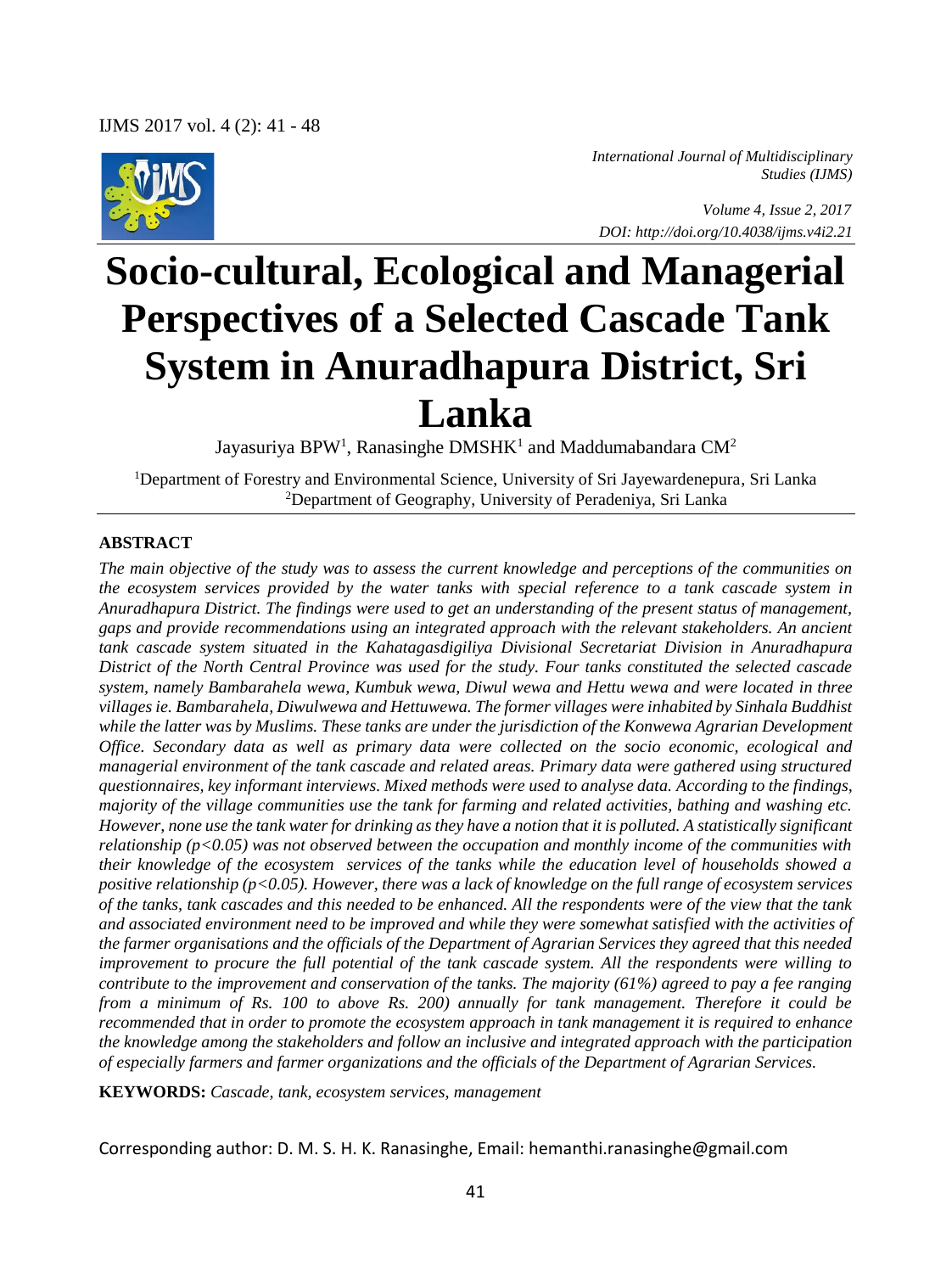*International Journal of Multidisciplinary Studies (IJMS)*

*Volume 4, Issue 2, 2017*

*DOI: http://doi.org/10.4038/ijms.v4i2.21*

# Socio-cultural, Ecological and Managerial Perspectives of a Selected Cascade Tank System in Anuradhapura District, Sri Lanka

Jayasuriya BPW[1], Ranasinghe DMSHK[1] and Maddumabandara CM[2]

[1]Department of Forestry and Environmental Science, University of Sri Jayewardenepura, Sri Lanka
[2]Department of Geography, University of Peradeniya, Sri Lanka

## ABSTRACT

*The main objective of the study was to assess the current knowledge and perceptions of the communities on the ecosystem services provided by the water tanks with special reference to a tank cascade system in Anuradhapura District. The findings were used to get an understanding of the present status of management, gaps and provide recommendations using an integrated approach with the relevant stakeholders. An ancient tank cascade system situated in the Kahatagasdigiliya Divisional Secretariat Division in Anuradhapura District of the North Central Province was used for the study. Four tanks constituted the selected cascade system, namely Bambarahela wewa, Kumbuk wewa, Diwul wewa and Hettu wewa and were located in three villages ie. Bambarahela, Diwulwewa and Hettuwewa. The former villages were inhabited by Sinhala Buddhist while the latter was by Muslims. These tanks are under the jurisdiction of the Konwewa Agrarian Development Office. Secondary data as well as primary data were collected on the socio economic, ecological and managerial environment of the tank cascade and related areas. Primary data were gathered using structured questionnaires, key informant interviews. Mixed methods were used to analyse data. According to the findings, majority of the village communities use the tank for farming and related activities, bathing and washing etc. However, none use the tank water for drinking as they have a notion that it is polluted. A statistically significant relationship ($p<0.05$) was not observed between the occupation and monthly income of the communities with their knowledge of the ecosystem services of the tanks while the education level of households showed a positive relationship ($p<0.05$). However, there was a lack of knowledge on the full range of ecosystem services of the tanks, tank cascades and this needed to be enhanced. All the respondents were of the view that the tank and associated environment need to be improved and while they were somewhat satisfied with the activities of the farmer organisations and the officials of the Department of Agrarian Services they agreed that this needed improvement to procure the full potential of the tank cascade system. All the respondents were willing to contribute to the improvement and conservation of the tanks. The majority (61%) agreed to pay a fee ranging from a minimum of Rs. 100 to above Rs. 200) annually for tank management. Therefore it could be recommended that in order to promote the ecosystem approach in tank management it is required to enhance the knowledge among the stakeholders and follow an inclusive and integrated approach with the participation of especially farmers and farmer organizations and the officials of the Department of Agrarian Services.*

**KEYWORDS:** *Cascade, tank, ecosystem services, management*

Corresponding author: D. M. S. H. K. Ranasinghe, Email: hemanthi.ranasinghe@gmail.com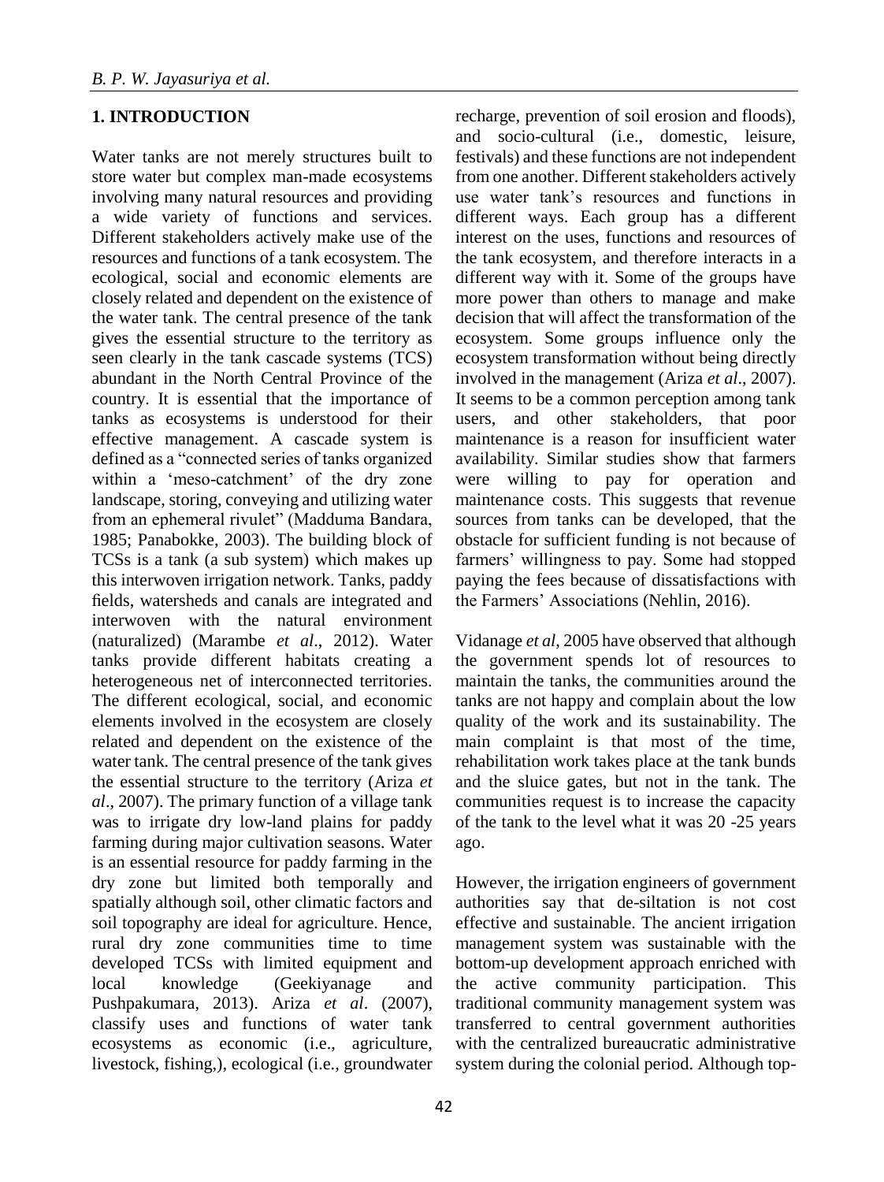## 1. INTRODUCTION

Water tanks are not merely structures built to store water but complex man-made ecosystems involving many natural resources and providing a wide variety of functions and services. Different stakeholders actively make use of the resources and functions of a tank ecosystem. The ecological, social and economic elements are closely related and dependent on the existence of the water tank. The central presence of the tank gives the essential structure to the territory as seen clearly in the tank cascade systems (TCS) abundant in the North Central Province of the country. It is essential that the importance of tanks as ecosystems is understood for their effective management. A cascade system is defined as a "connected series of tanks organized within a 'meso-catchment' of the dry zone landscape, storing, conveying and utilizing water from an ephemeral rivulet" (Madduma Bandara, 1985; Panabokke, 2003). The building block of TCSs is a tank (a sub system) which makes up this interwoven irrigation network. Tanks, paddy fields, watersheds and canals are integrated and interwoven with the natural environment (naturalized) (Marambe *et al*., 2012). Water tanks provide different habitats creating a heterogeneous net of interconnected territories. The different ecological, social, and economic elements involved in the ecosystem are closely related and dependent on the existence of the water tank. The central presence of the tank gives the essential structure to the territory (Ariza *et al*., 2007). The primary function of a village tank was to irrigate dry low-land plains for paddy farming during major cultivation seasons. Water is an essential resource for paddy farming in the dry zone but limited both temporally and spatially although soil, other climatic factors and soil topography are ideal for agriculture. Hence, rural dry zone communities time to time developed TCSs with limited equipment and local knowledge (Geekiyanage and Pushpakumara, 2013). Ariza *et al*. (2007), classify uses and functions of water tank ecosystems as economic (i.e., agriculture, livestock, fishing,), ecological (i.e., groundwater recharge, prevention of soil erosion and floods), and socio-cultural (i.e., domestic, leisure, festivals) and these functions are not independent from one another. Different stakeholders actively use water tank's resources and functions in different ways. Each group has a different interest on the uses, functions and resources of the tank ecosystem, and therefore interacts in a different way with it. Some of the groups have more power than others to manage and make decision that will affect the transformation of the ecosystem. Some groups influence only the ecosystem transformation without being directly involved in the management (Ariza *et al*., 2007). It seems to be a common perception among tank users, and other stakeholders, that poor maintenance is a reason for insufficient water availability. Similar studies show that farmers were willing to pay for operation and maintenance costs. This suggests that revenue sources from tanks can be developed, that the obstacle for sufficient funding is not because of farmers' willingness to pay. Some had stopped paying the fees because of dissatisfactions with the Farmers' Associations (Nehlin, 2016).

Vidanage *et al*, 2005 have observed that although the government spends lot of resources to maintain the tanks, the communities around the tanks are not happy and complain about the low quality of the work and its sustainability. The main complaint is that most of the time, rehabilitation work takes place at the tank bunds and the sluice gates, but not in the tank. The communities request is to increase the capacity of the tank to the level what it was 20 -25 years ago.

However, the irrigation engineers of government authorities say that de-siltation is not cost effective and sustainable. The ancient irrigation management system was sustainable with the bottom-up development approach enriched with the active community participation. This traditional community management system was transferred to central government authorities with the centralized bureaucratic administrative system during the colonial period. Although top-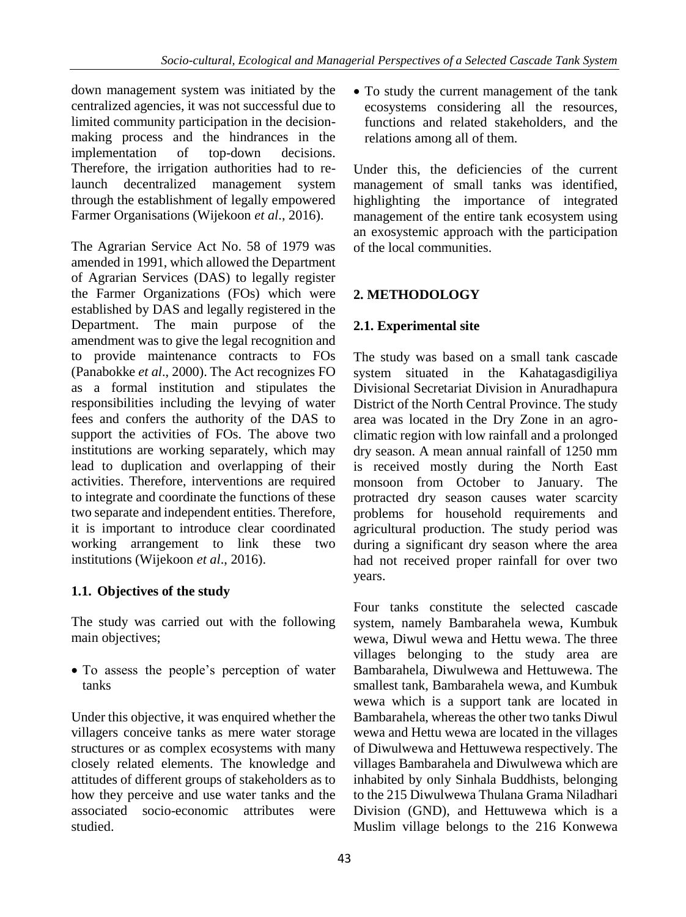down management system was initiated by the centralized agencies, it was not successful due to limited community participation in the decision-making process and the hindrances in the implementation of top-down decisions. Therefore, the irrigation authorities had to re-launch decentralized management system through the establishment of legally empowered Farmer Organisations (Wijekoon *et al*., 2016).

The Agrarian Service Act No. 58 of 1979 was amended in 1991, which allowed the Department of Agrarian Services (DAS) to legally register the Farmer Organizations (FOs) which were established by DAS and legally registered in the Department. The main purpose of the amendment was to give the legal recognition and to provide maintenance contracts to FOs (Panabokke *et al*., 2000). The Act recognizes FO as a formal institution and stipulates the responsibilities including the levying of water fees and confers the authority of the DAS to support the activities of FOs. The above two institutions are working separately, which may lead to duplication and overlapping of their activities. Therefore, interventions are required to integrate and coordinate the functions of these two separate and independent entities. Therefore, it is important to introduce clear coordinated working arrangement to link these two institutions (Wijekoon *et al*., 2016).

### 1.1. Objectives of the study

The study was carried out with the following main objectives;

- To assess the people's perception of water tanks

Under this objective, it was enquired whether the villagers conceive tanks as mere water storage structures or as complex ecosystems with many closely related elements. The knowledge and attitudes of different groups of stakeholders as to how they perceive and use water tanks and the associated socio-economic attributes were studied.

- To study the current management of the tank ecosystems considering all the resources, functions and related stakeholders, and the relations among all of them.

Under this, the deficiencies of the current management of small tanks was identified, highlighting the importance of integrated management of the entire tank ecosystem using an exosystemic approach with the participation of the local communities.

## 2. METHODOLOGY

### 2.1. Experimental site

The study was based on a small tank cascade system situated in the Kahatagasdigiliya Divisional Secretariat Division in Anuradhapura District of the North Central Province. The study area was located in the Dry Zone in an agro-climatic region with low rainfall and a prolonged dry season. A mean annual rainfall of 1250 mm is received mostly during the North East monsoon from October to January. The protracted dry season causes water scarcity problems for household requirements and agricultural production. The study period was during a significant dry season where the area had not received proper rainfall for over two years.

Four tanks constitute the selected cascade system, namely Bambarahela wewa, Kumbuk wewa, Diwul wewa and Hettu wewa. The three villages belonging to the study area are Bambarahela, Diwulwewa and Hettuwewa. The smallest tank, Bambarahela wewa, and Kumbuk wewa which is a support tank are located in Bambarahela, whereas the other two tanks Diwul wewa and Hettu wewa are located in the villages of Diwulwewa and Hettuwewa respectively. The villages Bambarahela and Diwulwewa which are inhabited by only Sinhala Buddhists, belonging to the 215 Diwulwewa Thulana Grama Niladhari Division (GND), and Hettuwewa which is a Muslim village belongs to the 216 Konwewa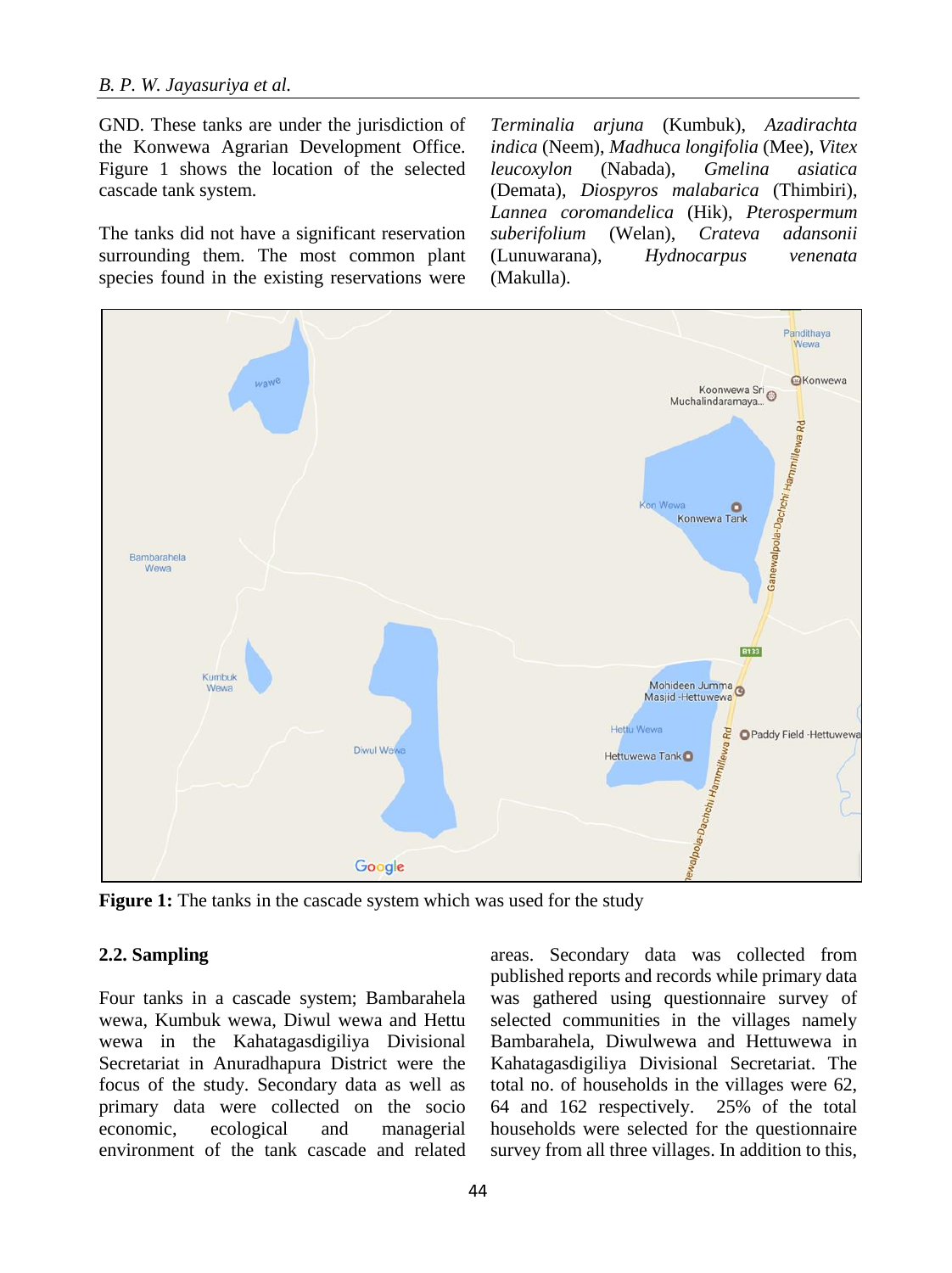GND. These tanks are under the jurisdiction of the Konwewa Agrarian Development Office. Figure 1 shows the location of the selected cascade tank system.

The tanks did not have a significant reservation surrounding them. The most common plant species found in the existing reservations were *Terminalia arjuna* (Kumbuk), *Azadirachta indica* (Neem), *Madhuca longifolia* (Mee), *Vitex leucoxylon* (Nabada), *Gmelina asiatica* (Demata), *Diospyros malabarica* (Thimbiri), *Lannea coromandelica* (Hik), *Pterospermum suberifolium* (Welan), *Crateva adansonii* (Lunuwarana), *Hydnocarpus venenata* (Makulla).

**Figure 1:** The tanks in the cascade system which was used for the study

### 2.2. Sampling

Four tanks in a cascade system; Bambarahela wewa, Kumbuk wewa, Diwul wewa and Hettu wewa in the Kahatagasdigiliya Divisional Secretariat in Anuradhapura District were the focus of the study. Secondary data as well as primary data were collected on the socio economic, ecological and managerial environment of the tank cascade and related areas. Secondary data was collected from published reports and records while primary data was gathered using questionnaire survey of selected communities in the villages namely Bambarahela, Diwulwewa and Hettuwewa in Kahatagasdigiliya Divisional Secretariat. The total no. of households in the villages were 62, 64 and 162 respectively. 25% of the total households were selected for the questionnaire survey from all three villages. In addition to this,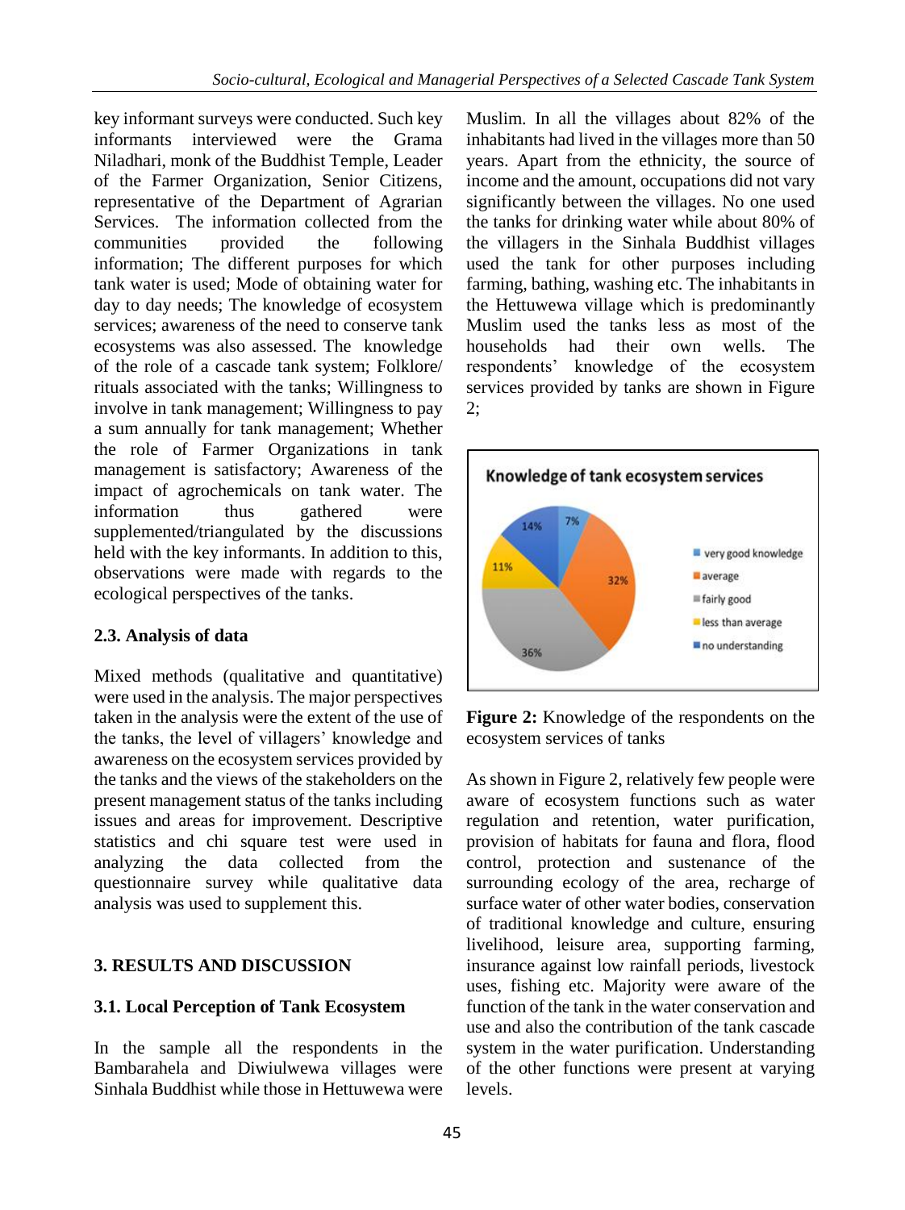key informant surveys were conducted. Such key informants interviewed were the Grama Niladhari, monk of the Buddhist Temple, Leader of the Farmer Organization, Senior Citizens, representative of the Department of Agrarian Services. The information collected from the communities provided the following information; The different purposes for which tank water is used; Mode of obtaining water for day to day needs; The knowledge of ecosystem services; awareness of the need to conserve tank ecosystems was also assessed. The knowledge of the role of a cascade tank system; Folklore/ rituals associated with the tanks; Willingness to involve in tank management; Willingness to pay a sum annually for tank management; Whether the role of Farmer Organizations in tank management is satisfactory; Awareness of the impact of agrochemicals on tank water. The information thus gathered were supplemented/triangulated by the discussions held with the key informants. In addition to this, observations were made with regards to the ecological perspectives of the tanks.

### 2.3. Analysis of data

Mixed methods (qualitative and quantitative) were used in the analysis. The major perspectives taken in the analysis were the extent of the use of the tanks, the level of villagers' knowledge and awareness on the ecosystem services provided by the tanks and the views of the stakeholders on the present management status of the tanks including issues and areas for improvement. Descriptive statistics and chi square test were used in analyzing the data collected from the questionnaire survey while qualitative data analysis was used to supplement this.

## 3. RESULTS AND DISCUSSION

### 3.1. Local Perception of Tank Ecosystem

In the sample all the respondents in the Bambarahela and Diwiulwewa villages were Sinhala Buddhist while those in Hettuwewa were Muslim. In all the villages about 82% of the inhabitants had lived in the villages more than 50 years. Apart from the ethnicity, the source of income and the amount, occupations did not vary significantly between the villages. No one used the tanks for drinking water while about 80% of the villagers in the Sinhala Buddhist villages used the tank for other purposes including farming, bathing, washing etc. The inhabitants in the Hettuwewa village which is predominantly Muslim used the tanks less as most of the households had their own wells. The respondents' knowledge of the ecosystem services provided by tanks are shown in Figure 2;

Knowledge of tank ecosystem services

- very good knowledge: 7%
- average: 32%
- fairly good: 36%
- less than average: 11%
- no understanding: 14%

**Figure 2:** Knowledge of the respondents on the ecosystem services of tanks

As shown in Figure 2, relatively few people were aware of ecosystem functions such as water regulation and retention, water purification, provision of habitats for fauna and flora, flood control, protection and sustenance of the surrounding ecology of the area, recharge of surface water of other water bodies, conservation of traditional knowledge and culture, ensuring livelihood, leisure area, supporting farming, insurance against low rainfall periods, livestock uses, fishing etc. Majority were aware of the function of the tank in the water conservation and use and also the contribution of the tank cascade system in the water purification. Understanding of the other functions were present at varying levels.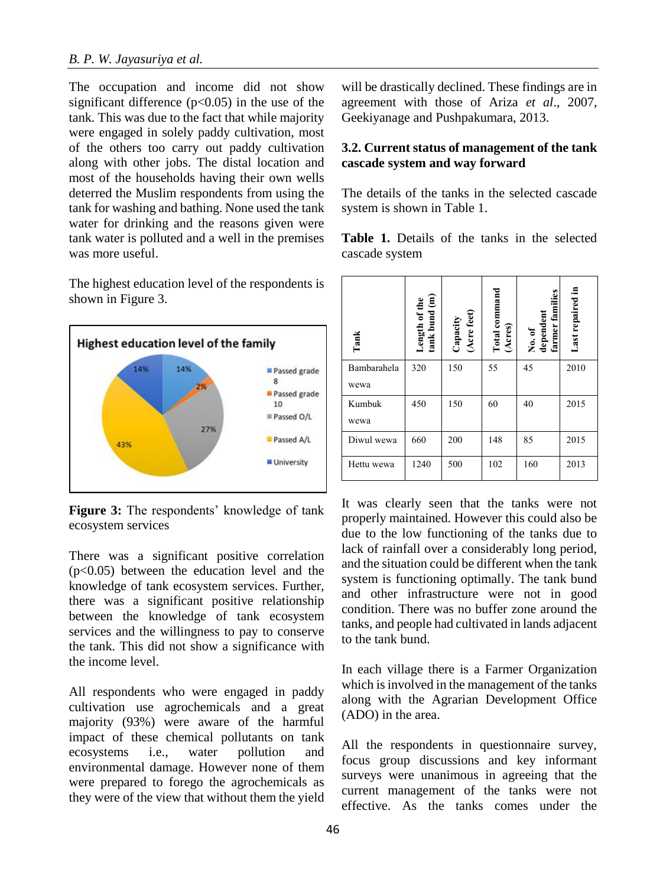The occupation and income did not show significant difference ($p<0.05$) in the use of the tank. This was due to the fact that while majority were engaged in solely paddy cultivation, most of the others too carry out paddy cultivation along with other jobs. The distal location and most of the households having their own wells deterred the Muslim respondents from using the tank for washing and bathing. None used the tank water for drinking and the reasons given were tank water is polluted and a well in the premises was more useful.

The highest education level of the respondents is shown in Figure 3.

**Highest education level of the family**

- Passed grade 8: 14%
- Passed grade 10: 2%
- Passed O/L: 27%
- Passed A/L: 43%
- University: 14%

**Figure 3:** The respondents' knowledge of tank ecosystem services

There was a significant positive correlation ($p<0.05$) between the education level and the knowledge of tank ecosystem services. Further, there was a significant positive relationship between the knowledge of tank ecosystem services and the willingness to pay to conserve the tank. This did not show a significance with the income level.

All respondents who were engaged in paddy cultivation use agrochemicals and a great majority (93%) were aware of the harmful impact of these chemical pollutants on tank ecosystems i.e., water pollution and environmental damage. However none of them were prepared to forego the agrochemicals as they were of the view that without them the yield will be drastically declined. These findings are in agreement with those of Ariza *et al*., 2007, Geekiyanage and Pushpakumara, 2013.

### 3.2. Current status of management of the tank cascade system and way forward

The details of the tanks in the selected cascade system is shown in Table 1.

**Table 1.** Details of the tanks in the selected cascade system

| Tank | Length of the tank bund (m) | Capacity (Acre feet) | Total command (Acres) | No. of dependent farmer families | Last repaired in |
|---|---|---|---|---|---|
| Bambarahela wewa | 320 | 150 | 55 | 45 | 2010 |
| Kumbuk wewa | 450 | 150 | 60 | 40 | 2015 |
| Diwul wewa | 660 | 200 | 148 | 85 | 2015 |
| Hettu wewa | 1240 | 500 | 102 | 160 | 2013 |

It was clearly seen that the tanks were not properly maintained. However this could also be due to the low functioning of the tanks due to lack of rainfall over a considerably long period, and the situation could be different when the tank system is functioning optimally. The tank bund and other infrastructure were not in good condition. There was no buffer zone around the tanks, and people had cultivated in lands adjacent to the tank bund.

In each village there is a Farmer Organization which is involved in the management of the tanks along with the Agrarian Development Office (ADO) in the area.

All the respondents in questionnaire survey, focus group discussions and key informant surveys were unanimous in agreeing that the current management of the tanks were not effective. As the tanks comes under the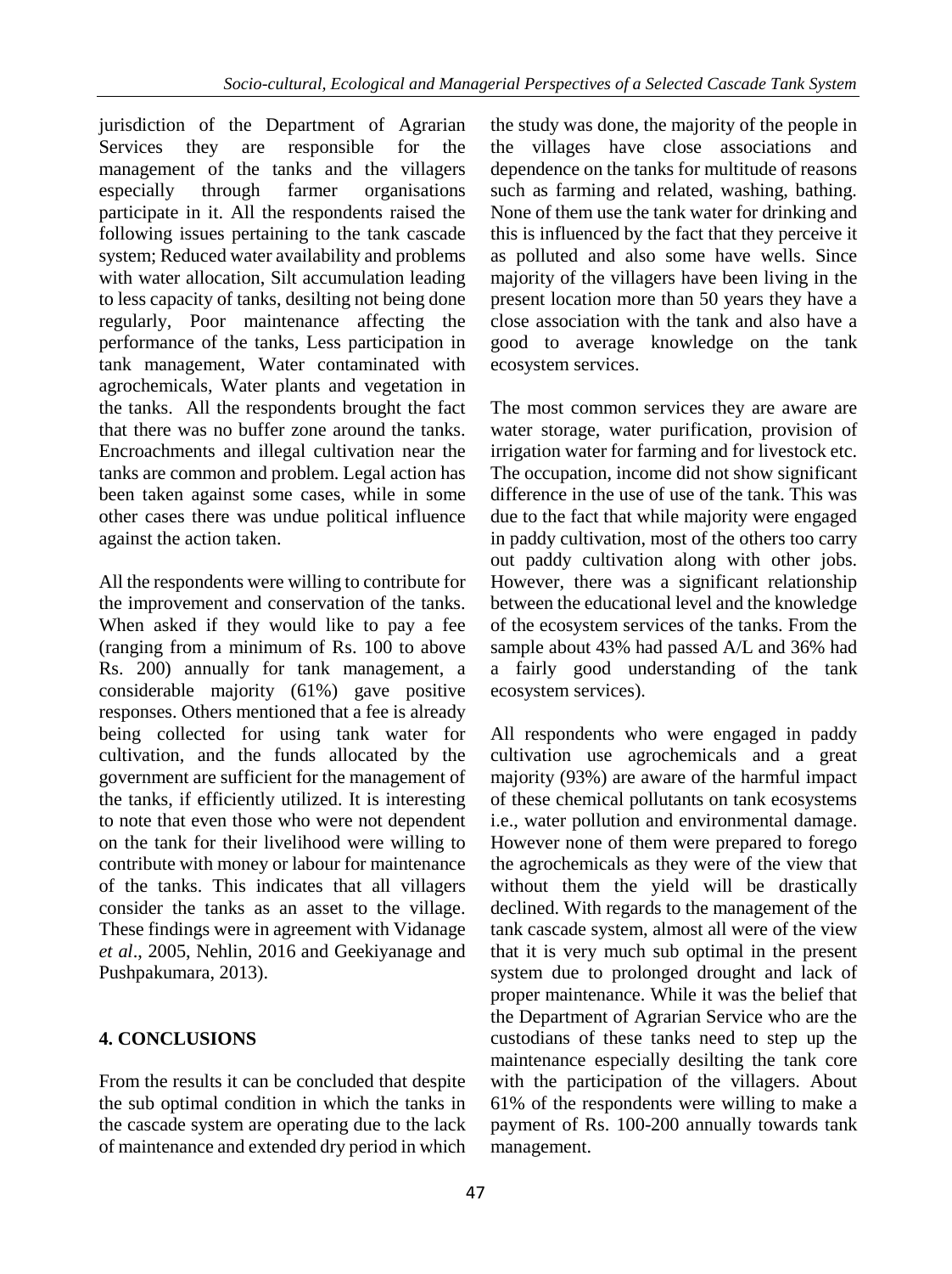jurisdiction of the Department of Agrarian Services they are responsible for the management of the tanks and the villagers especially through farmer organisations participate in it. All the respondents raised the following issues pertaining to the tank cascade system; Reduced water availability and problems with water allocation, Silt accumulation leading to less capacity of tanks, desilting not being done regularly, Poor maintenance affecting the performance of the tanks, Less participation in tank management, Water contaminated with agrochemicals, Water plants and vegetation in the tanks. All the respondents brought the fact that there was no buffer zone around the tanks. Encroachments and illegal cultivation near the tanks are common and problem. Legal action has been taken against some cases, while in some other cases there was undue political influence against the action taken.

All the respondents were willing to contribute for the improvement and conservation of the tanks. When asked if they would like to pay a fee (ranging from a minimum of Rs. 100 to above Rs. 200) annually for tank management, a considerable majority (61%) gave positive responses. Others mentioned that a fee is already being collected for using tank water for cultivation, and the funds allocated by the government are sufficient for the management of the tanks, if efficiently utilized. It is interesting to note that even those who were not dependent on the tank for their livelihood were willing to contribute with money or labour for maintenance of the tanks. This indicates that all villagers consider the tanks as an asset to the village. These findings were in agreement with Vidanage *et al*., 2005, Nehlin, 2016 and Geekiyanage and Pushpakumara, 2013).

## 4. CONCLUSIONS

From the results it can be concluded that despite the sub optimal condition in which the tanks in the cascade system are operating due to the lack of maintenance and extended dry period in which the study was done, the majority of the people in the villages have close associations and dependence on the tanks for multitude of reasons such as farming and related, washing, bathing. None of them use the tank water for drinking and this is influenced by the fact that they perceive it as polluted and also some have wells. Since majority of the villagers have been living in the present location more than 50 years they have a close association with the tank and also have a good to average knowledge on the tank ecosystem services.

The most common services they are aware are water storage, water purification, provision of irrigation water for farming and for livestock etc. The occupation, income did not show significant difference in the use of use of the tank. This was due to the fact that while majority were engaged in paddy cultivation, most of the others too carry out paddy cultivation along with other jobs. However, there was a significant relationship between the educational level and the knowledge of the ecosystem services of the tanks. From the sample about 43% had passed A/L and 36% had a fairly good understanding of the tank ecosystem services).

All respondents who were engaged in paddy cultivation use agrochemicals and a great majority (93%) are aware of the harmful impact of these chemical pollutants on tank ecosystems i.e., water pollution and environmental damage. However none of them were prepared to forego the agrochemicals as they were of the view that without them the yield will be drastically declined. With regards to the management of the tank cascade system, almost all were of the view that it is very much sub optimal in the present system due to prolonged drought and lack of proper maintenance. While it was the belief that the Department of Agrarian Service who are the custodians of these tanks need to step up the maintenance especially desilting the tank core with the participation of the villagers. About 61% of the respondents were willing to make a payment of Rs. 100-200 annually towards tank management.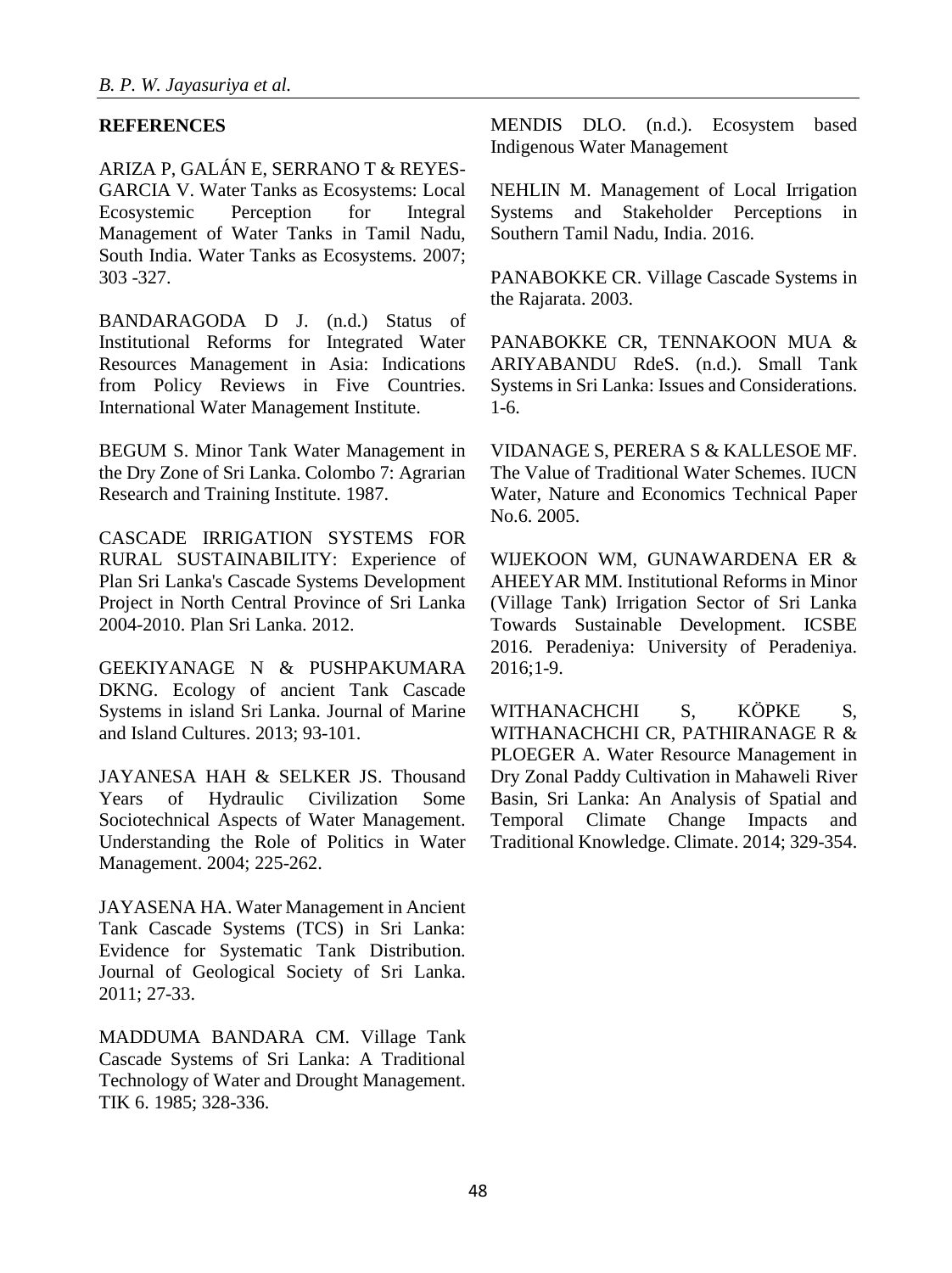## REFERENCES

ARIZA P, GALÁN E, SERRANO T & REYES-GARCIA V. Water Tanks as Ecosystems: Local Ecosystemic Perception for Integral Management of Water Tanks in Tamil Nadu, South India. Water Tanks as Ecosystems. 2007; 303 -327.

BANDARAGODA D J. (n.d.) Status of Institutional Reforms for Integrated Water Resources Management in Asia: Indications from Policy Reviews in Five Countries. International Water Management Institute.

BEGUM S. Minor Tank Water Management in the Dry Zone of Sri Lanka. Colombo 7: Agrarian Research and Training Institute. 1987.

CASCADE IRRIGATION SYSTEMS FOR RURAL SUSTAINABILITY: Experience of Plan Sri Lanka's Cascade Systems Development Project in North Central Province of Sri Lanka 2004-2010. Plan Sri Lanka. 2012.

GEEKIYANAGE N & PUSHPAKUMARA DKNG. Ecology of ancient Tank Cascade Systems in island Sri Lanka. Journal of Marine and Island Cultures. 2013; 93-101.

JAYANESA HAH & SELKER JS. Thousand Years of Hydraulic Civilization Some Sociotechnical Aspects of Water Management. Understanding the Role of Politics in Water Management. 2004; 225-262.

JAYASENA HA. Water Management in Ancient Tank Cascade Systems (TCS) in Sri Lanka: Evidence for Systematic Tank Distribution. Journal of Geological Society of Sri Lanka. 2011; 27-33.

MADDUMA BANDARA CM. Village Tank Cascade Systems of Sri Lanka: A Traditional Technology of Water and Drought Management. TIK 6. 1985; 328-336.

MENDIS DLO. (n.d.). Ecosystem based Indigenous Water Management

NEHLIN M. Management of Local Irrigation Systems and Stakeholder Perceptions in Southern Tamil Nadu, India. 2016.

PANABOKKE CR. Village Cascade Systems in the Rajarata. 2003.

PANABOKKE CR, TENNAKOON MUA & ARIYABANDU RdeS. (n.d.). Small Tank Systems in Sri Lanka: Issues and Considerations. 1-6.

VIDANAGE S, PERERA S & KALLESOE MF. The Value of Traditional Water Schemes. IUCN Water, Nature and Economics Technical Paper No.6. 2005.

WIJEKOON WM, GUNAWARDENA ER & AHEEYAR MM. Institutional Reforms in Minor (Village Tank) Irrigation Sector of Sri Lanka Towards Sustainable Development. ICSBE 2016. Peradeniya: University of Peradeniya. 2016;1-9.

WITHANACHCHI S, KÖPKE S, WITHANACHCHI CR, PATHIRANAGE R & PLOEGER A. Water Resource Management in Dry Zonal Paddy Cultivation in Mahaweli River Basin, Sri Lanka: An Analysis of Spatial and Temporal Climate Change Impacts and Traditional Knowledge. Climate. 2014; 329-354.